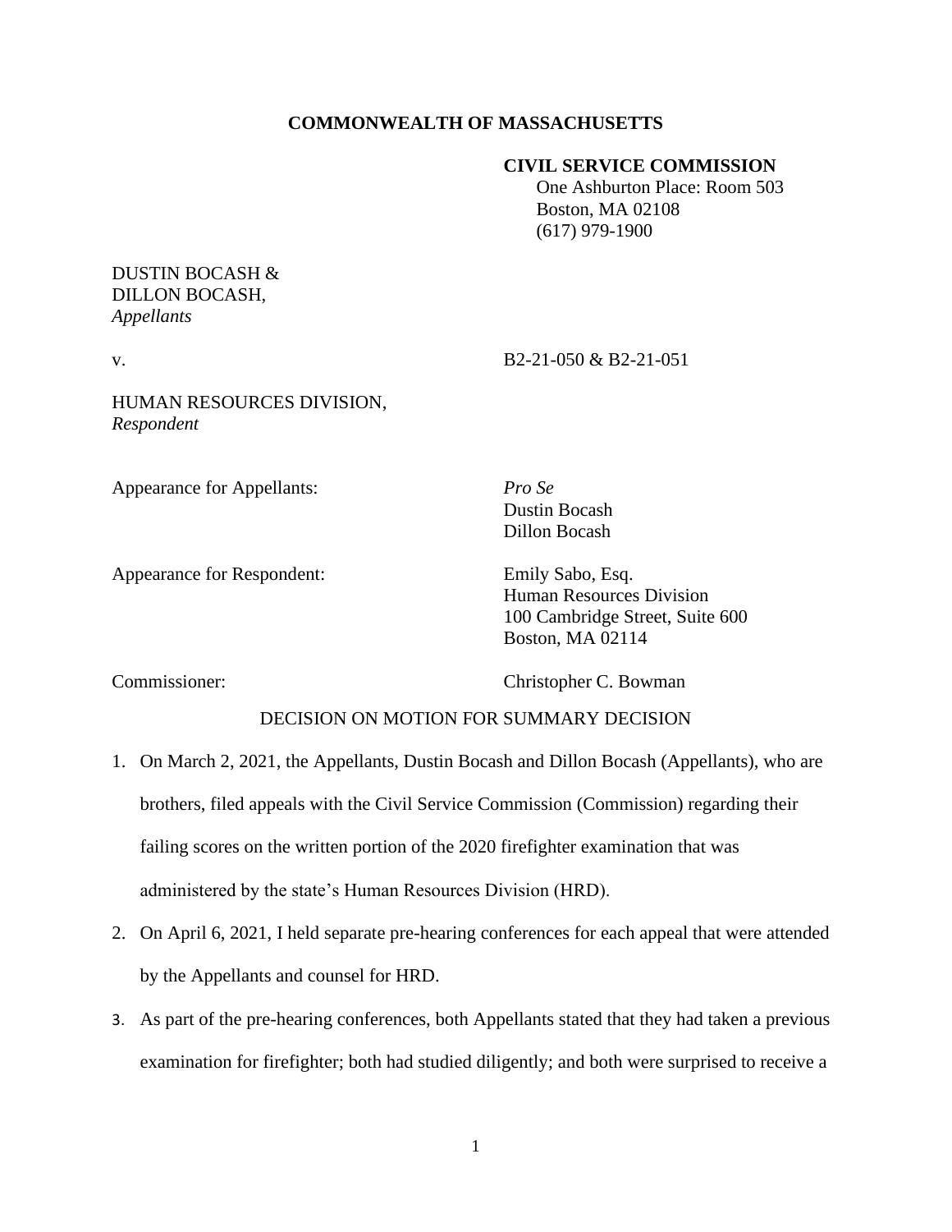**COMMONWEALTH OF MASSACHUSETTS**

**CIVIL SERVICE COMMISSION**
One Ashburton Place: Room 503
Boston, MA 02108
(617) 979-1900

DUSTIN BOCASH &
DILLON BOCASH,
*Appellants*

v. B2-21-050 & B2-21-051

HUMAN RESOURCES DIVISION,
*Respondent*

Appearance for Appellants: *Pro Se*
Dustin Bocash
Dillon Bocash

Appearance for Respondent: Emily Sabo, Esq.
Human Resources Division
100 Cambridge Street, Suite 600
Boston, MA 02114

Commissioner: Christopher C. Bowman

DECISION ON MOTION FOR SUMMARY DECISION

1. On March 2, 2021, the Appellants, Dustin Bocash and Dillon Bocash (Appellants), who are brothers, filed appeals with the Civil Service Commission (Commission) regarding their failing scores on the written portion of the 2020 firefighter examination that was administered by the state's Human Resources Division (HRD).
2. On April 6, 2021, I held separate pre-hearing conferences for each appeal that were attended by the Appellants and counsel for HRD.
3. As part of the pre-hearing conferences, both Appellants stated that they had taken a previous examination for firefighter; both had studied diligently; and both were surprised to receive a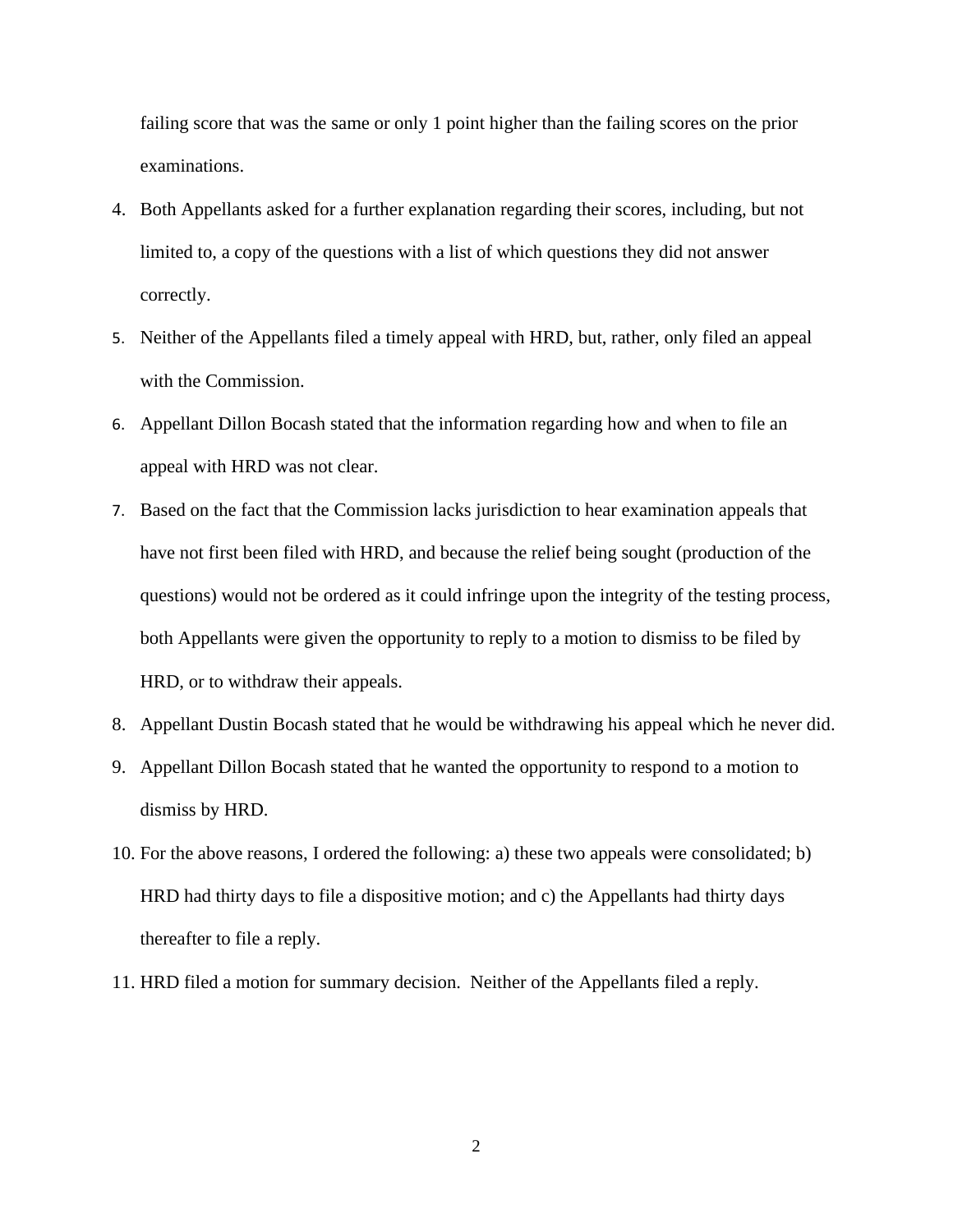failing score that was the same or only 1 point higher than the failing scores on the prior examinations.

4. Both Appellants asked for a further explanation regarding their scores, including, but not limited to, a copy of the questions with a list of which questions they did not answer correctly.
5. Neither of the Appellants filed a timely appeal with HRD, but, rather, only filed an appeal with the Commission.
6. Appellant Dillon Bocash stated that the information regarding how and when to file an appeal with HRD was not clear.
7. Based on the fact that the Commission lacks jurisdiction to hear examination appeals that have not first been filed with HRD, and because the relief being sought (production of the questions) would not be ordered as it could infringe upon the integrity of the testing process, both Appellants were given the opportunity to reply to a motion to dismiss to be filed by HRD, or to withdraw their appeals.
8. Appellant Dustin Bocash stated that he would be withdrawing his appeal which he never did.
9. Appellant Dillon Bocash stated that he wanted the opportunity to respond to a motion to dismiss by HRD.
10. For the above reasons, I ordered the following: a) these two appeals were consolidated; b) HRD had thirty days to file a dispositive motion; and c) the Appellants had thirty days thereafter to file a reply.
11. HRD filed a motion for summary decision. Neither of the Appellants filed a reply.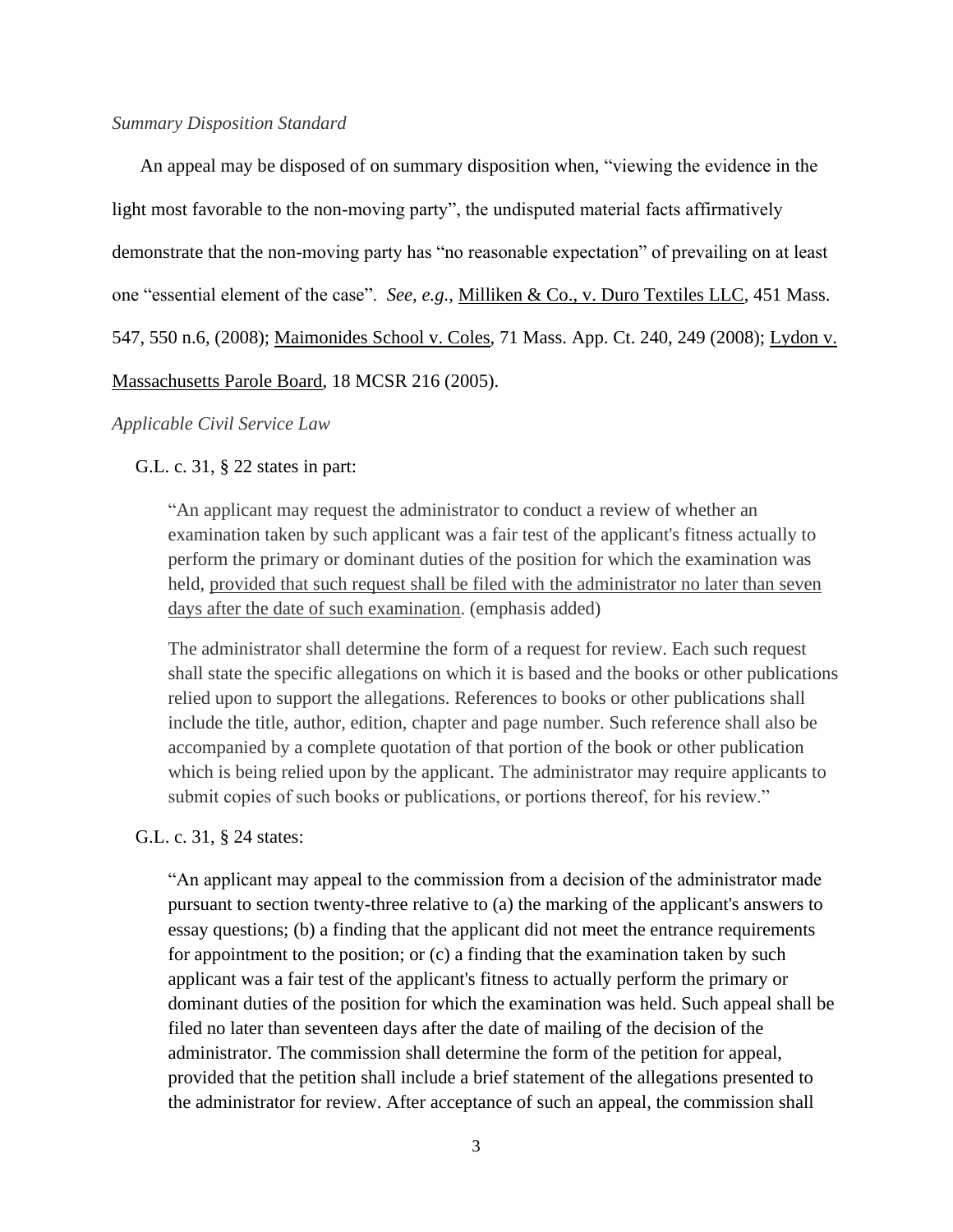*Summary Disposition Standard*

An appeal may be disposed of on summary disposition when, "viewing the evidence in the light most favorable to the non-moving party", the undisputed material facts affirmatively demonstrate that the non-moving party has "no reasonable expectation" of prevailing on at least one "essential element of the case". *See, e.g.,* Milliken & Co., v. Duro Textiles LLC, 451 Mass. 547, 550 n.6, (2008); Maimonides School v. Coles, 71 Mass. App. Ct. 240, 249 (2008); Lydon v. Massachusetts Parole Board, 18 MCSR 216 (2005).

*Applicable Civil Service Law*

G.L. c. 31, § 22 states in part:

> "An applicant may request the administrator to conduct a review of whether an examination taken by such applicant was a fair test of the applicant's fitness actually to perform the primary or dominant duties of the position for which the examination was held, provided that such request shall be filed with the administrator no later than seven days after the date of such examination. (emphasis added)
>
> The administrator shall determine the form of a request for review. Each such request shall state the specific allegations on which it is based and the books or other publications relied upon to support the allegations. References to books or other publications shall include the title, author, edition, chapter and page number. Such reference shall also be accompanied by a complete quotation of that portion of the book or other publication which is being relied upon by the applicant. The administrator may require applicants to submit copies of such books or publications, or portions thereof, for his review."

G.L. c. 31, § 24 states:

> "An applicant may appeal to the commission from a decision of the administrator made pursuant to section twenty-three relative to (a) the marking of the applicant's answers to essay questions; (b) a finding that the applicant did not meet the entrance requirements for appointment to the position; or (c) a finding that the examination taken by such applicant was a fair test of the applicant's fitness to actually perform the primary or dominant duties of the position for which the examination was held. Such appeal shall be filed no later than seventeen days after the date of mailing of the decision of the administrator. The commission shall determine the form of the petition for appeal, provided that the petition shall include a brief statement of the allegations presented to the administrator for review. After acceptance of such an appeal, the commission shall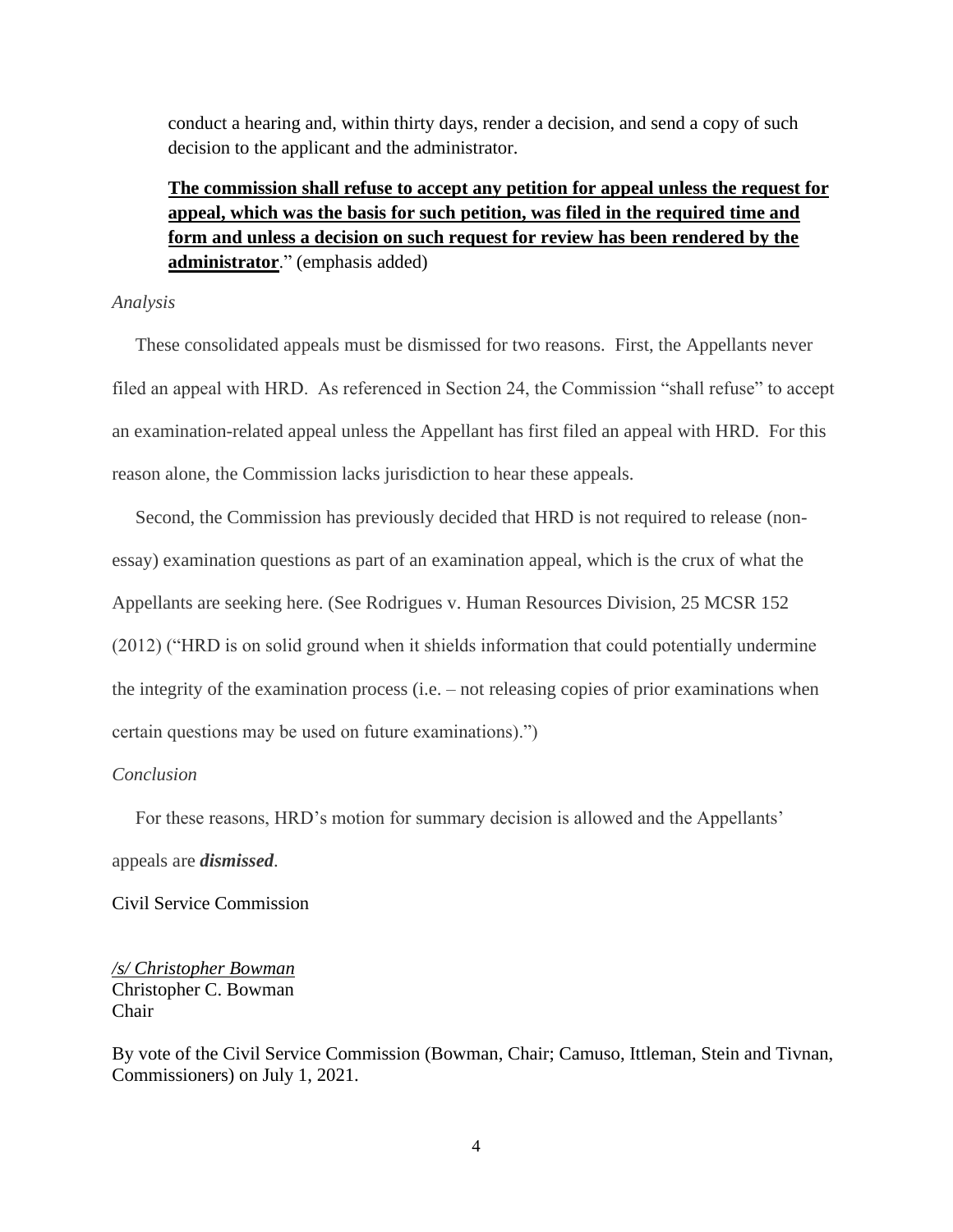> conduct a hearing and, within thirty days, render a decision, and send a copy of such decision to the applicant and the administrator.
>
> **<u>The commission shall refuse to accept any petition for appeal unless the request for appeal, which was the basis for such petition, was filed in the required time and form and unless a decision on such request for review has been rendered by the administrator</u>**." (emphasis added)

*Analysis*

These consolidated appeals must be dismissed for two reasons. First, the Appellants never filed an appeal with HRD. As referenced in Section 24, the Commission "shall refuse" to accept an examination-related appeal unless the Appellant has first filed an appeal with HRD. For this reason alone, the Commission lacks jurisdiction to hear these appeals.

Second, the Commission has previously decided that HRD is not required to release (non-essay) examination questions as part of an examination appeal, which is the crux of what the Appellants are seeking here. (See Rodrigues v. Human Resources Division, 25 MCSR 152 (2012) ("HRD is on solid ground when it shields information that could potentially undermine the integrity of the examination process (i.e. – not releasing copies of prior examinations when certain questions may be used on future examinations).")

*Conclusion*

For these reasons, HRD's motion for summary decision is allowed and the Appellants' appeals are ***dismissed***.

Civil Service Commission

*<u>/s/ Christopher Bowman</u>*
Christopher C. Bowman
Chair

By vote of the Civil Service Commission (Bowman, Chair; Camuso, Ittleman, Stein and Tivnan, Commissioners) on July 1, 2021.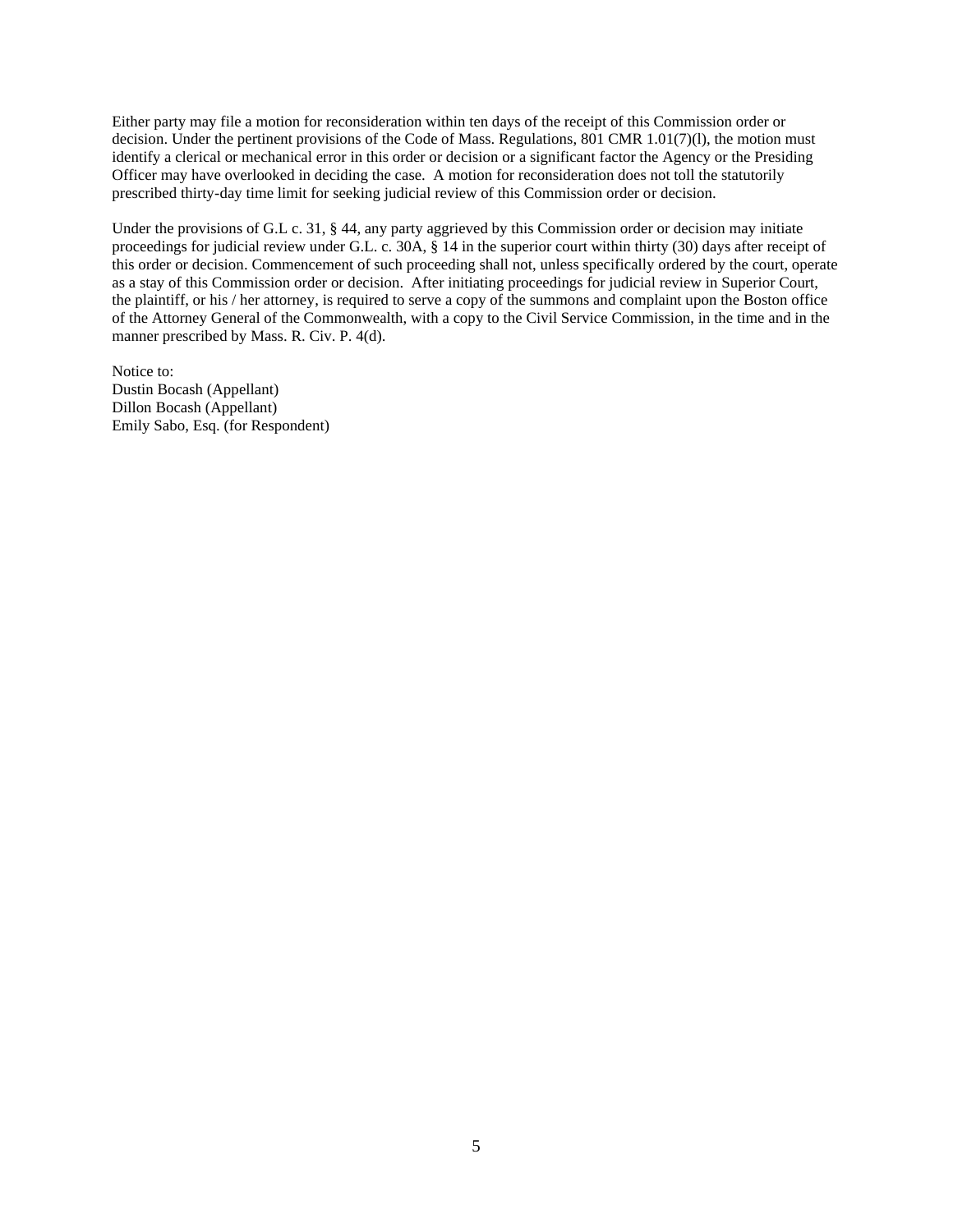Either party may file a motion for reconsideration within ten days of the receipt of this Commission order or decision. Under the pertinent provisions of the Code of Mass. Regulations, 801 CMR 1.01(7)(l), the motion must identify a clerical or mechanical error in this order or decision or a significant factor the Agency or the Presiding Officer may have overlooked in deciding the case. A motion for reconsideration does not toll the statutorily prescribed thirty-day time limit for seeking judicial review of this Commission order or decision.

Under the provisions of G.L c. 31, § 44, any party aggrieved by this Commission order or decision may initiate proceedings for judicial review under G.L. c. 30A, § 14 in the superior court within thirty (30) days after receipt of this order or decision. Commencement of such proceeding shall not, unless specifically ordered by the court, operate as a stay of this Commission order or decision. After initiating proceedings for judicial review in Superior Court, the plaintiff, or his / her attorney, is required to serve a copy of the summons and complaint upon the Boston office of the Attorney General of the Commonwealth, with a copy to the Civil Service Commission, in the time and in the manner prescribed by Mass. R. Civ. P. 4(d).

Notice to:
Dustin Bocash (Appellant)
Dillon Bocash (Appellant)
Emily Sabo, Esq. (for Respondent)